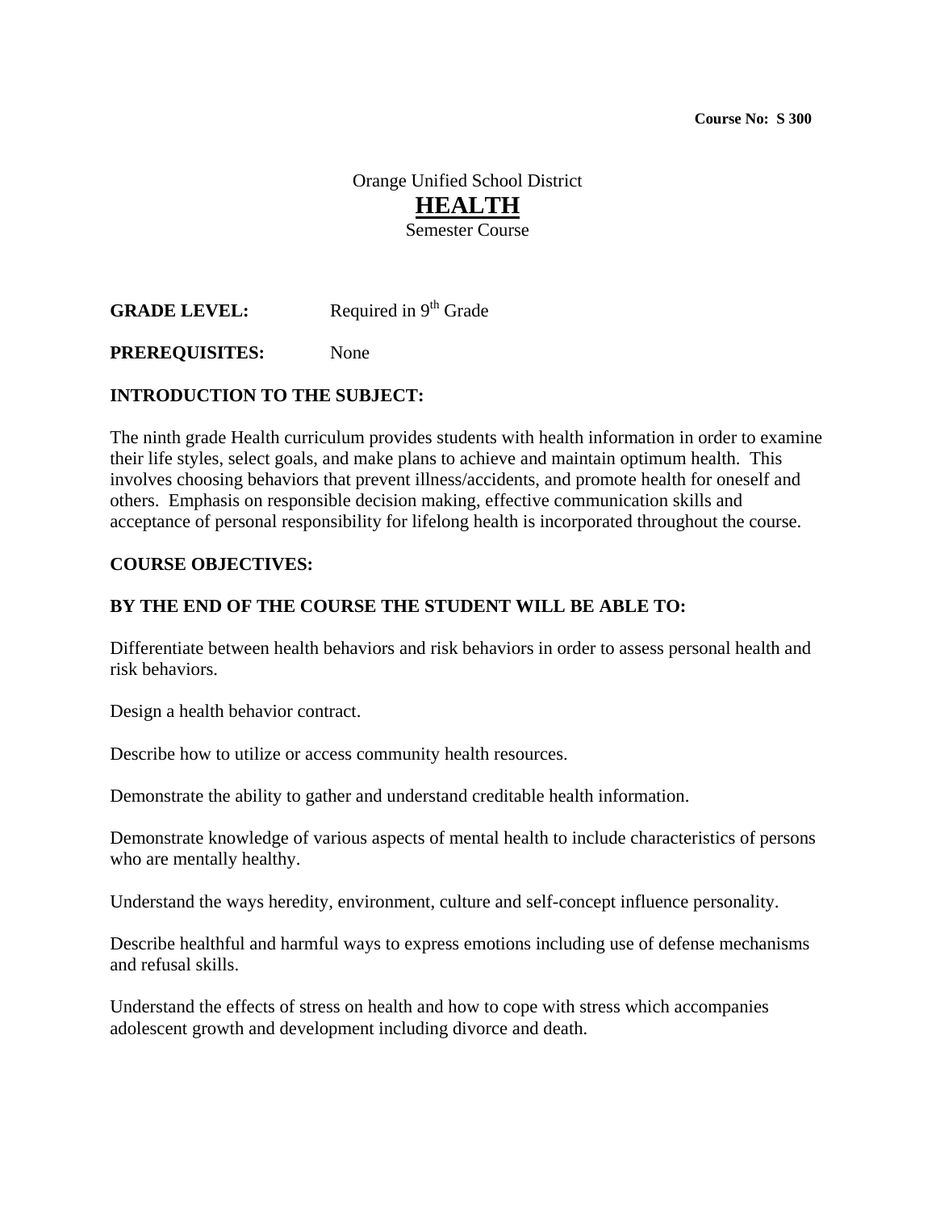**Course No: S 300**

Orange Unified School District

# HEALTH

Semester Course

**GRADE LEVEL:** Required in 9th Grade

**PREREQUISITES:** None

**INTRODUCTION TO THE SUBJECT:**

The ninth grade Health curriculum provides students with health information in order to examine their life styles, select goals, and make plans to achieve and maintain optimum health. This involves choosing behaviors that prevent illness/accidents, and promote health for oneself and others. Emphasis on responsible decision making, effective communication skills and acceptance of personal responsibility for lifelong health is incorporated throughout the course.

**COURSE OBJECTIVES:**

**BY THE END OF THE COURSE THE STUDENT WILL BE ABLE TO:**

Differentiate between health behaviors and risk behaviors in order to assess personal health and risk behaviors.

Design a health behavior contract.

Describe how to utilize or access community health resources.

Demonstrate the ability to gather and understand creditable health information.

Demonstrate knowledge of various aspects of mental health to include characteristics of persons who are mentally healthy.

Understand the ways heredity, environment, culture and self-concept influence personality.

Describe healthful and harmful ways to express emotions including use of defense mechanisms and refusal skills.

Understand the effects of stress on health and how to cope with stress which accompanies adolescent growth and development including divorce and death.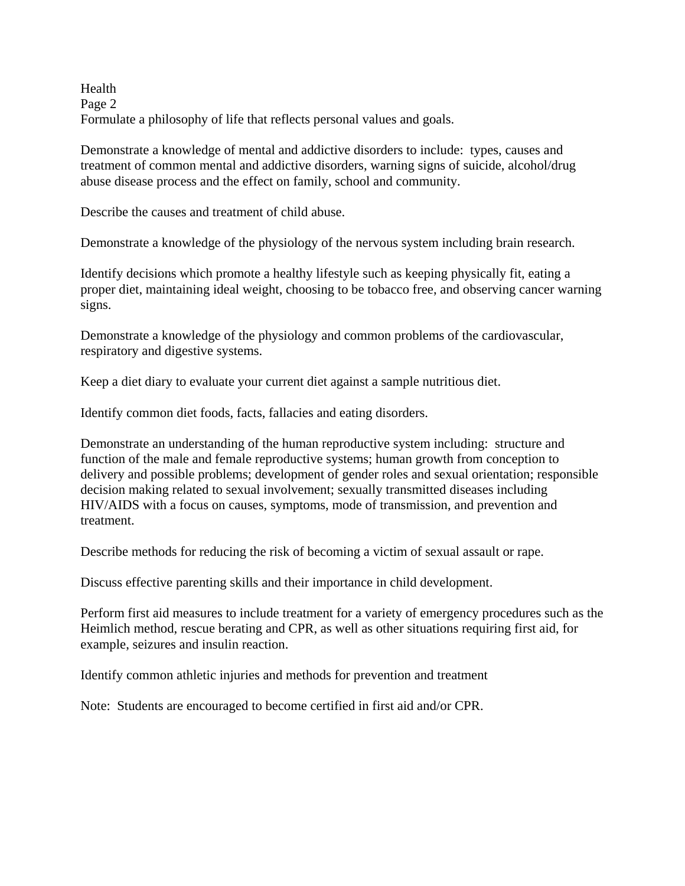Formulate a philosophy of life that reflects personal values and goals.

Demonstrate a knowledge of mental and addictive disorders to include: types, causes and treatment of common mental and addictive disorders, warning signs of suicide, alcohol/drug abuse disease process and the effect on family, school and community.

Describe the causes and treatment of child abuse.

Demonstrate a knowledge of the physiology of the nervous system including brain research.

Identify decisions which promote a healthy lifestyle such as keeping physically fit, eating a proper diet, maintaining ideal weight, choosing to be tobacco free, and observing cancer warning signs.

Demonstrate a knowledge of the physiology and common problems of the cardiovascular, respiratory and digestive systems.

Keep a diet diary to evaluate your current diet against a sample nutritious diet.

Identify common diet foods, facts, fallacies and eating disorders.

Demonstrate an understanding of the human reproductive system including: structure and function of the male and female reproductive systems; human growth from conception to delivery and possible problems; development of gender roles and sexual orientation; responsible decision making related to sexual involvement; sexually transmitted diseases including HIV/AIDS with a focus on causes, symptoms, mode of transmission, and prevention and treatment.

Describe methods for reducing the risk of becoming a victim of sexual assault or rape.

Discuss effective parenting skills and their importance in child development.

Perform first aid measures to include treatment for a variety of emergency procedures such as the Heimlich method, rescue berating and CPR, as well as other situations requiring first aid, for example, seizures and insulin reaction.

Identify common athletic injuries and methods for prevention and treatment

Note: Students are encouraged to become certified in first aid and/or CPR.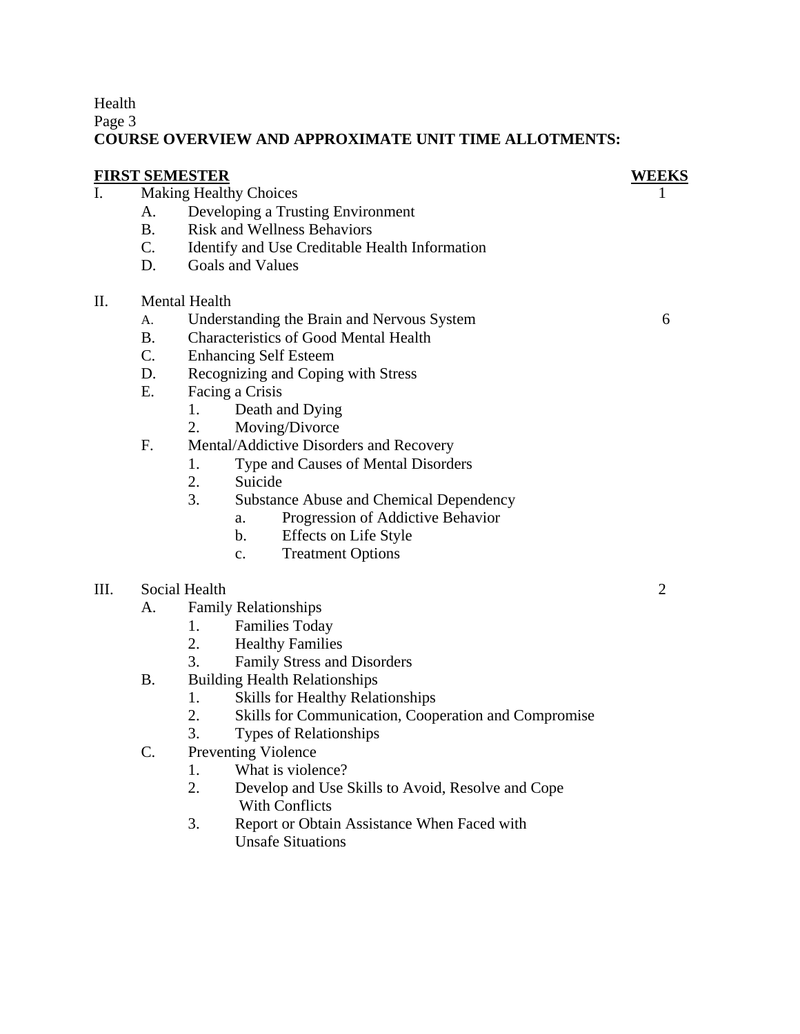**COURSE OVERVIEW AND APPROXIMATE UNIT TIME ALLOTMENTS:**

| **FIRST SEMESTER** | **WEEKS** |
|---|---|
| I. Making Healthy Choices | 1 |
| A. Developing a Trusting Environment | |
| B. Risk and Wellness Behaviors | |
| C. Identify and Use Creditable Health Information | |
| D. Goals and Values | |
| II. Mental Health | |
| A. Understanding the Brain and Nervous System | 6 |
| B. Characteristics of Good Mental Health | |
| C. Enhancing Self Esteem | |
| D. Recognizing and Coping with Stress | |
| E. Facing a Crisis | |
| 1. Death and Dying | |
| 2. Moving/Divorce | |
| F. Mental/Addictive Disorders and Recovery | |
| 1. Type and Causes of Mental Disorders | |
| 2. Suicide | |
| 3. Substance Abuse and Chemical Dependency | |
| a. Progression of Addictive Behavior | |
| b. Effects on Life Style | |
| c. Treatment Options | |
| III. Social Health | 2 |
| A. Family Relationships | |
| 1. Families Today | |
| 2. Healthy Families | |
| 3. Family Stress and Disorders | |
| B. Building Health Relationships | |
| 1. Skills for Healthy Relationships | |
| 2. Skills for Communication, Cooperation and Compromise | |
| 3. Types of Relationships | |
| C. Preventing Violence | |
| 1. What is violence? | |
| 2. Develop and Use Skills to Avoid, Resolve and Cope With Conflicts | |
| 3. Report or Obtain Assistance When Faced with Unsafe Situations | |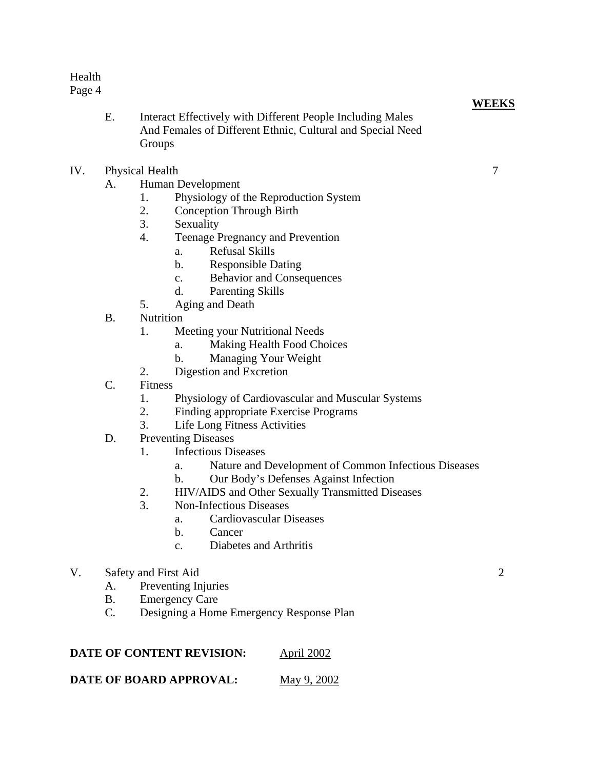**WEEKS**

E. Interact Effectively with Different People Including Males And Females of Different Ethnic, Cultural and Special Need Groups

IV. Physical Health 7

- A. Human Development
  1. Physiology of the Reproduction System
  2. Conception Through Birth
  3. Sexuality
  4. Teenage Pregnancy and Prevention
     - a. Refusal Skills
     - b. Responsible Dating
     - c. Behavior and Consequences
     - d. Parenting Skills
  5. Aging and Death
- B. Nutrition
  1. Meeting your Nutritional Needs
     - a. Making Health Food Choices
     - b. Managing Your Weight
  2. Digestion and Excretion
- C. Fitness
  1. Physiology of Cardiovascular and Muscular Systems
  2. Finding appropriate Exercise Programs
  3. Life Long Fitness Activities
- D. Preventing Diseases
  1. Infectious Diseases
     - a. Nature and Development of Common Infectious Diseases
     - b. Our Body's Defenses Against Infection
  2. HIV/AIDS and Other Sexually Transmitted Diseases
  3. Non-Infectious Diseases
     - a. Cardiovascular Diseases
     - b. Cancer
     - c. Diabetes and Arthritis

V. Safety and First Aid 2

- A. Preventing Injuries
- B. Emergency Care
- C. Designing a Home Emergency Response Plan

**DATE OF CONTENT REVISION:** April 2002

**DATE OF BOARD APPROVAL:** May 9, 2002